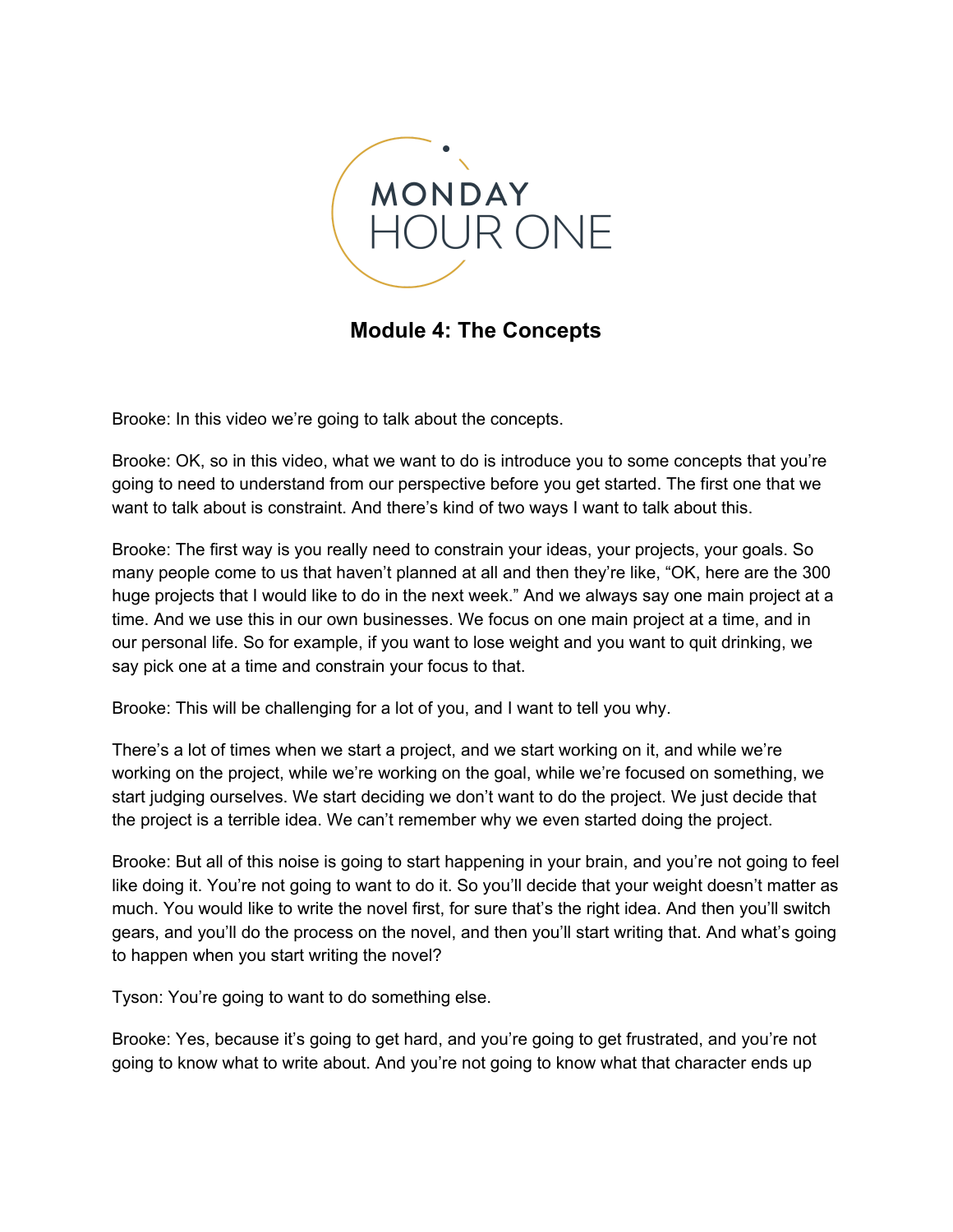MONDAY HOUR ONE

## Module 4: The Concepts

Brooke: In this video we're going to talk about the concepts.

Brooke: OK, so in this video, what we want to do is introduce you to some concepts that you're going to need to understand from our perspective before you get started. The first one that we want to talk about is constraint. And there's kind of two ways I want to talk about this.

Brooke: The first way is you really need to constrain your ideas, your projects, your goals. So many people come to us that haven't planned at all and then they're like, "OK, here are the 300 huge projects that I would like to do in the next week." And we always say one main project at a time. And we use this in our own businesses. We focus on one main project at a time, and in our personal life. So for example, if you want to lose weight and you want to quit drinking, we say pick one at a time and constrain your focus to that.

Brooke: This will be challenging for a lot of you, and I want to tell you why.

There's a lot of times when we start a project, and we start working on it, and while we're working on the project, while we're working on the goal, while we're focused on something, we start judging ourselves. We start deciding we don't want to do the project. We just decide that the project is a terrible idea. We can't remember why we even started doing the project.

Brooke: But all of this noise is going to start happening in your brain, and you're not going to feel like doing it. You're not going to want to do it. So you'll decide that your weight doesn't matter as much. You would like to write the novel first, for sure that's the right idea. And then you'll switch gears, and you'll do the process on the novel, and then you'll start writing that. And what's going to happen when you start writing the novel?

Tyson: You're going to want to do something else.

Brooke: Yes, because it's going to get hard, and you're going to get frustrated, and you're not going to know what to write about. And you're not going to know what that character ends up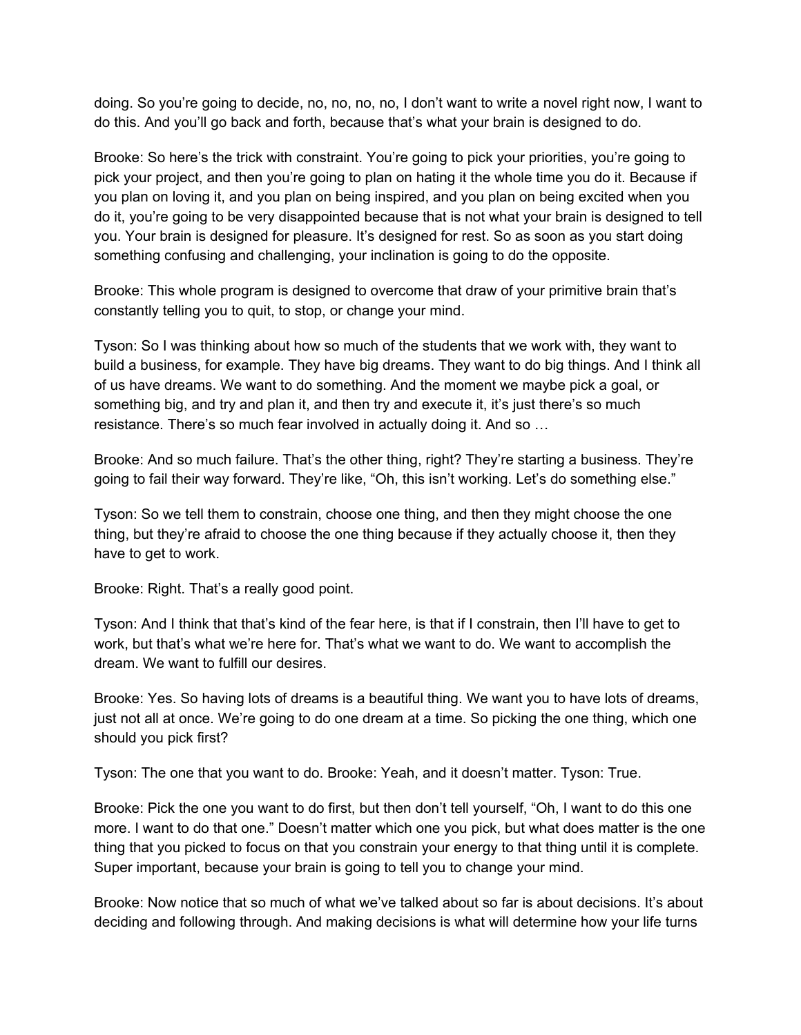doing. So you're going to decide, no, no, no, no, I don't want to write a novel right now, I want to do this. And you'll go back and forth, because that's what your brain is designed to do.

Brooke: So here's the trick with constraint. You're going to pick your priorities, you're going to pick your project, and then you're going to plan on hating it the whole time you do it. Because if you plan on loving it, and you plan on being inspired, and you plan on being excited when you do it, you're going to be very disappointed because that is not what your brain is designed to tell you. Your brain is designed for pleasure. It's designed for rest. So as soon as you start doing something confusing and challenging, your inclination is going to do the opposite.

Brooke: This whole program is designed to overcome that draw of your primitive brain that's constantly telling you to quit, to stop, or change your mind.

Tyson: So I was thinking about how so much of the students that we work with, they want to build a business, for example. They have big dreams. They want to do big things. And I think all of us have dreams. We want to do something. And the moment we maybe pick a goal, or something big, and try and plan it, and then try and execute it, it's just there's so much resistance. There's so much fear involved in actually doing it. And so …

Brooke: And so much failure. That's the other thing, right? They're starting a business. They're going to fail their way forward. They're like, "Oh, this isn't working. Let's do something else."

Tyson: So we tell them to constrain, choose one thing, and then they might choose the one thing, but they're afraid to choose the one thing because if they actually choose it, then they have to get to work.

Brooke: Right. That's a really good point.

Tyson: And I think that that's kind of the fear here, is that if I constrain, then I'll have to get to work, but that's what we're here for. That's what we want to do. We want to accomplish the dream. We want to fulfill our desires.

Brooke: Yes. So having lots of dreams is a beautiful thing. We want you to have lots of dreams, just not all at once. We're going to do one dream at a time. So picking the one thing, which one should you pick first?

Tyson: The one that you want to do. Brooke: Yeah, and it doesn't matter. Tyson: True.

Brooke: Pick the one you want to do first, but then don't tell yourself, "Oh, I want to do this one more. I want to do that one." Doesn't matter which one you pick, but what does matter is the one thing that you picked to focus on that you constrain your energy to that thing until it is complete. Super important, because your brain is going to tell you to change your mind.

Brooke: Now notice that so much of what we've talked about so far is about decisions. It's about deciding and following through. And making decisions is what will determine how your life turns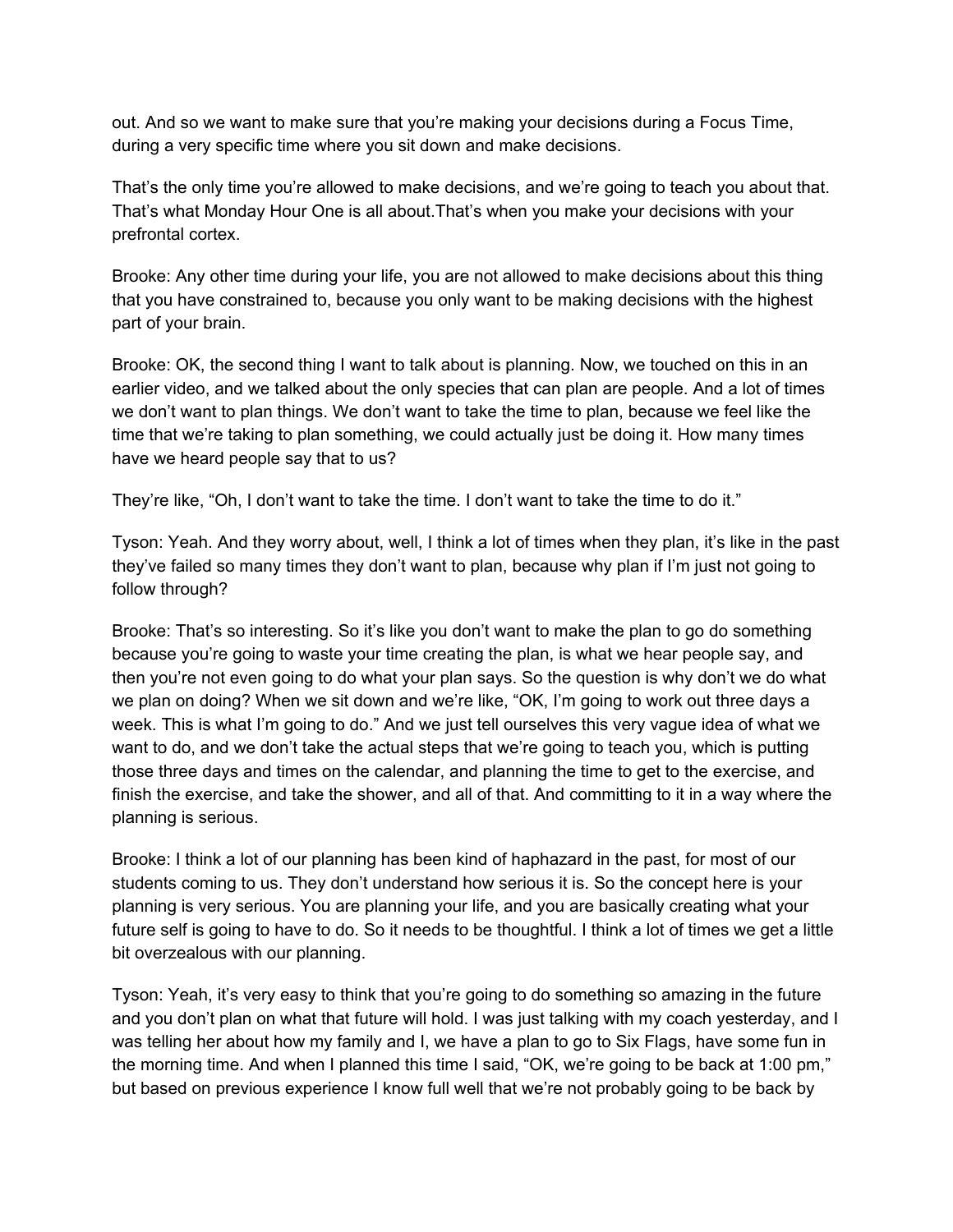out. And so we want to make sure that you're making your decisions during a Focus Time, during a very specific time where you sit down and make decisions.

That's the only time you're allowed to make decisions, and we're going to teach you about that. That's what Monday Hour One is all about.That's when you make your decisions with your prefrontal cortex.

Brooke: Any other time during your life, you are not allowed to make decisions about this thing that you have constrained to, because you only want to be making decisions with the highest part of your brain.

Brooke: OK, the second thing I want to talk about is planning. Now, we touched on this in an earlier video, and we talked about the only species that can plan are people. And a lot of times we don't want to plan things. We don't want to take the time to plan, because we feel like the time that we're taking to plan something, we could actually just be doing it. How many times have we heard people say that to us?

They're like, "Oh, I don't want to take the time. I don't want to take the time to do it."

Tyson: Yeah. And they worry about, well, I think a lot of times when they plan, it's like in the past they've failed so many times they don't want to plan, because why plan if I'm just not going to follow through?

Brooke: That's so interesting. So it's like you don't want to make the plan to go do something because you're going to waste your time creating the plan, is what we hear people say, and then you're not even going to do what your plan says. So the question is why don't we do what we plan on doing? When we sit down and we're like, "OK, I'm going to work out three days a week. This is what I'm going to do." And we just tell ourselves this very vague idea of what we want to do, and we don't take the actual steps that we're going to teach you, which is putting those three days and times on the calendar, and planning the time to get to the exercise, and finish the exercise, and take the shower, and all of that. And committing to it in a way where the planning is serious.

Brooke: I think a lot of our planning has been kind of haphazard in the past, for most of our students coming to us. They don't understand how serious it is. So the concept here is your planning is very serious. You are planning your life, and you are basically creating what your future self is going to have to do. So it needs to be thoughtful. I think a lot of times we get a little bit overzealous with our planning.

Tyson: Yeah, it's very easy to think that you're going to do something so amazing in the future and you don't plan on what that future will hold. I was just talking with my coach yesterday, and I was telling her about how my family and I, we have a plan to go to Six Flags, have some fun in the morning time. And when I planned this time I said, "OK, we're going to be back at 1:00 pm," but based on previous experience I know full well that we're not probably going to be back by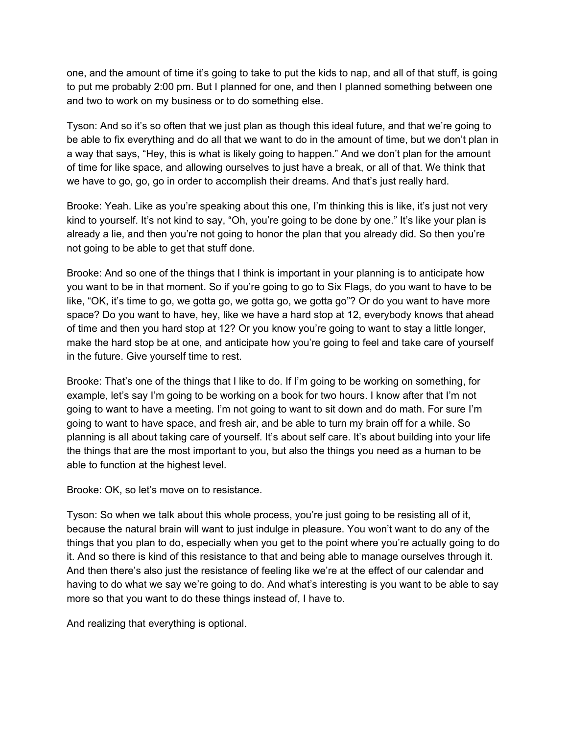one, and the amount of time it's going to take to put the kids to nap, and all of that stuff, is going to put me probably 2:00 pm. But I planned for one, and then I planned something between one and two to work on my business or to do something else.

Tyson: And so it's so often that we just plan as though this ideal future, and that we're going to be able to fix everything and do all that we want to do in the amount of time, but we don't plan in a way that says, "Hey, this is what is likely going to happen." And we don't plan for the amount of time for like space, and allowing ourselves to just have a break, or all of that. We think that we have to go, go, go in order to accomplish their dreams. And that's just really hard.

Brooke: Yeah. Like as you're speaking about this one, I'm thinking this is like, it's just not very kind to yourself. It's not kind to say, "Oh, you're going to be done by one." It's like your plan is already a lie, and then you're not going to honor the plan that you already did. So then you're not going to be able to get that stuff done.

Brooke: And so one of the things that I think is important in your planning is to anticipate how you want to be in that moment. So if you're going to go to Six Flags, do you want to have to be like, "OK, it's time to go, we gotta go, we gotta go, we gotta go"? Or do you want to have more space? Do you want to have, hey, like we have a hard stop at 12, everybody knows that ahead of time and then you hard stop at 12? Or you know you're going to want to stay a little longer, make the hard stop be at one, and anticipate how you're going to feel and take care of yourself in the future. Give yourself time to rest.

Brooke: That's one of the things that I like to do. If I'm going to be working on something, for example, let's say I'm going to be working on a book for two hours. I know after that I'm not going to want to have a meeting. I'm not going to want to sit down and do math. For sure I'm going to want to have space, and fresh air, and be able to turn my brain off for a while. So planning is all about taking care of yourself. It's about self care. It's about building into your life the things that are the most important to you, but also the things you need as a human to be able to function at the highest level.

Brooke: OK, so let's move on to resistance.

Tyson: So when we talk about this whole process, you're just going to be resisting all of it, because the natural brain will want to just indulge in pleasure. You won't want to do any of the things that you plan to do, especially when you get to the point where you're actually going to do it. And so there is kind of this resistance to that and being able to manage ourselves through it. And then there's also just the resistance of feeling like we're at the effect of our calendar and having to do what we say we're going to do. And what's interesting is you want to be able to say more so that you want to do these things instead of, I have to.

And realizing that everything is optional.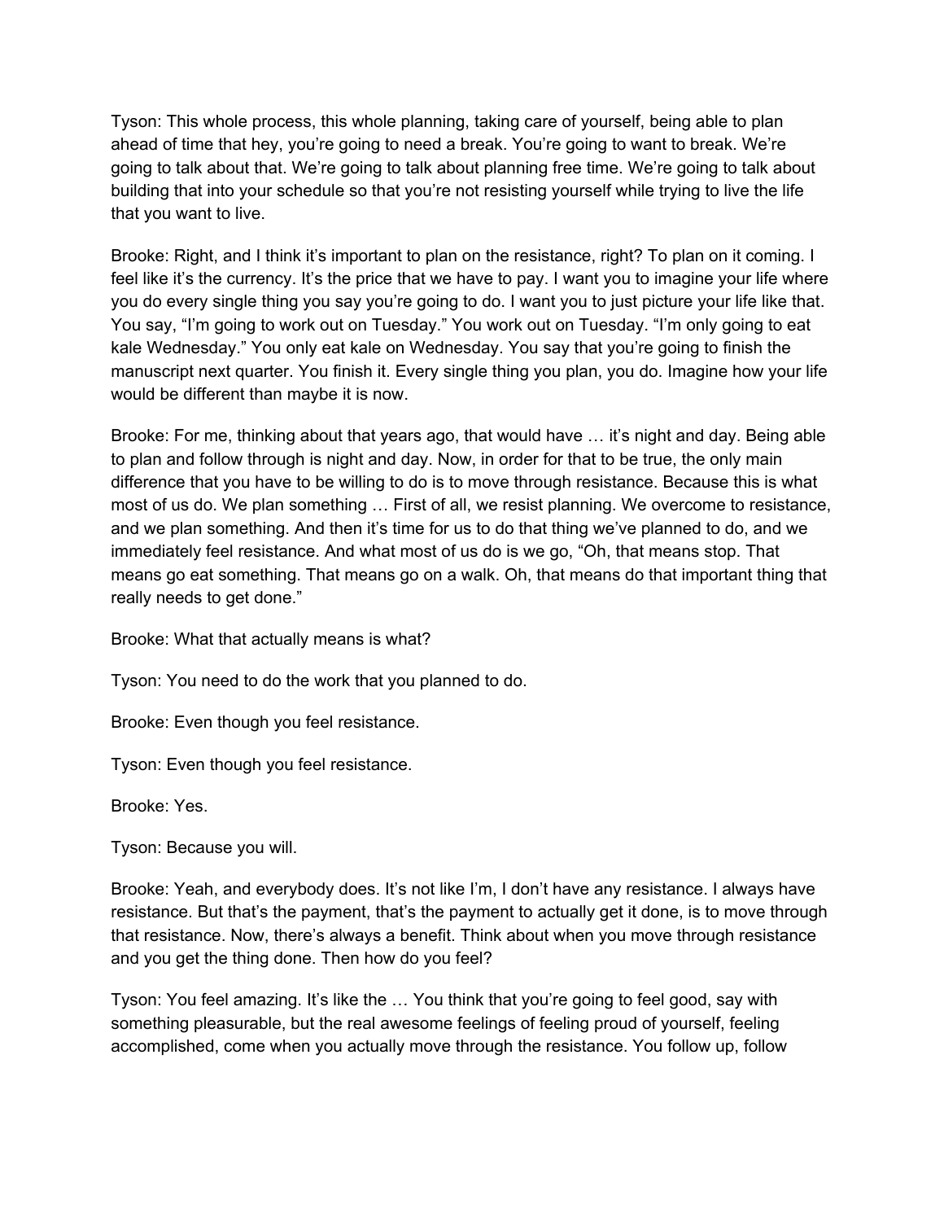Tyson: This whole process, this whole planning, taking care of yourself, being able to plan ahead of time that hey, you're going to need a break. You're going to want to break. We're going to talk about that. We're going to talk about planning free time. We're going to talk about building that into your schedule so that you're not resisting yourself while trying to live the life that you want to live.

Brooke: Right, and I think it's important to plan on the resistance, right? To plan on it coming. I feel like it's the currency. It's the price that we have to pay. I want you to imagine your life where you do every single thing you say you're going to do. I want you to just picture your life like that. You say, "I'm going to work out on Tuesday." You work out on Tuesday. "I'm only going to eat kale Wednesday." You only eat kale on Wednesday. You say that you're going to finish the manuscript next quarter. You finish it. Every single thing you plan, you do. Imagine how your life would be different than maybe it is now.

Brooke: For me, thinking about that years ago, that would have … it's night and day. Being able to plan and follow through is night and day. Now, in order for that to be true, the only main difference that you have to be willing to do is to move through resistance. Because this is what most of us do. We plan something … First of all, we resist planning. We overcome to resistance, and we plan something. And then it's time for us to do that thing we've planned to do, and we immediately feel resistance. And what most of us do is we go, "Oh, that means stop. That means go eat something. That means go on a walk. Oh, that means do that important thing that really needs to get done."

Brooke: What that actually means is what?

Tyson: You need to do the work that you planned to do.

Brooke: Even though you feel resistance.

Tyson: Even though you feel resistance.

Brooke: Yes.

Tyson: Because you will.

Brooke: Yeah, and everybody does. It's not like I'm, I don't have any resistance. I always have resistance. But that's the payment, that's the payment to actually get it done, is to move through that resistance. Now, there's always a benefit. Think about when you move through resistance and you get the thing done. Then how do you feel?

Tyson: You feel amazing. It's like the … You think that you're going to feel good, say with something pleasurable, but the real awesome feelings of feeling proud of yourself, feeling accomplished, come when you actually move through the resistance. You follow up, follow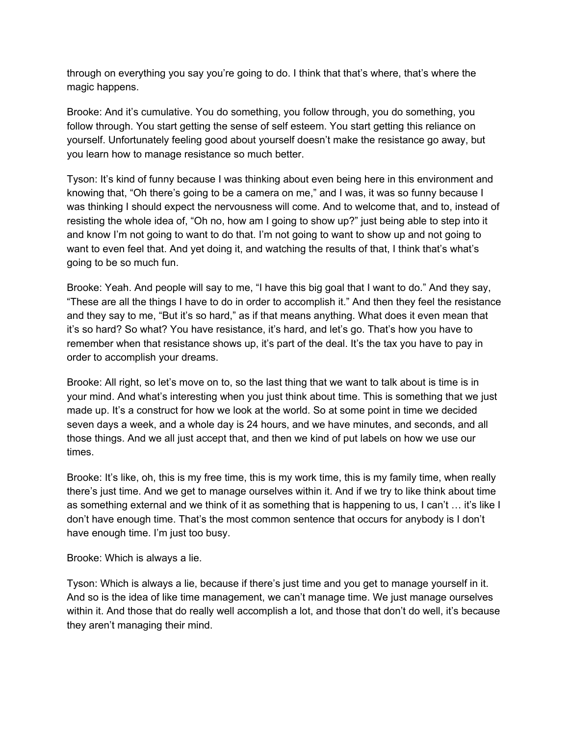through on everything you say you're going to do. I think that that's where, that's where the magic happens.

Brooke: And it's cumulative. You do something, you follow through, you do something, you follow through. You start getting the sense of self esteem. You start getting this reliance on yourself. Unfortunately feeling good about yourself doesn't make the resistance go away, but you learn how to manage resistance so much better.

Tyson: It's kind of funny because I was thinking about even being here in this environment and knowing that, "Oh there's going to be a camera on me," and I was, it was so funny because I was thinking I should expect the nervousness will come. And to welcome that, and to, instead of resisting the whole idea of, "Oh no, how am I going to show up?" just being able to step into it and know I'm not going to want to do that. I'm not going to want to show up and not going to want to even feel that. And yet doing it, and watching the results of that, I think that's what's going to be so much fun.

Brooke: Yeah. And people will say to me, "I have this big goal that I want to do." And they say, "These are all the things I have to do in order to accomplish it." And then they feel the resistance and they say to me, "But it's so hard," as if that means anything. What does it even mean that it's so hard? So what? You have resistance, it's hard, and let's go. That's how you have to remember when that resistance shows up, it's part of the deal. It's the tax you have to pay in order to accomplish your dreams.

Brooke: All right, so let's move on to, so the last thing that we want to talk about is time is in your mind. And what's interesting when you just think about time. This is something that we just made up. It's a construct for how we look at the world. So at some point in time we decided seven days a week, and a whole day is 24 hours, and we have minutes, and seconds, and all those things. And we all just accept that, and then we kind of put labels on how we use our times.

Brooke: It's like, oh, this is my free time, this is my work time, this is my family time, when really there's just time. And we get to manage ourselves within it. And if we try to like think about time as something external and we think of it as something that is happening to us, I can't … it's like I don't have enough time. That's the most common sentence that occurs for anybody is I don't have enough time. I'm just too busy.

Brooke: Which is always a lie.

Tyson: Which is always a lie, because if there's just time and you get to manage yourself in it. And so is the idea of like time management, we can't manage time. We just manage ourselves within it. And those that do really well accomplish a lot, and those that don't do well, it's because they aren't managing their mind.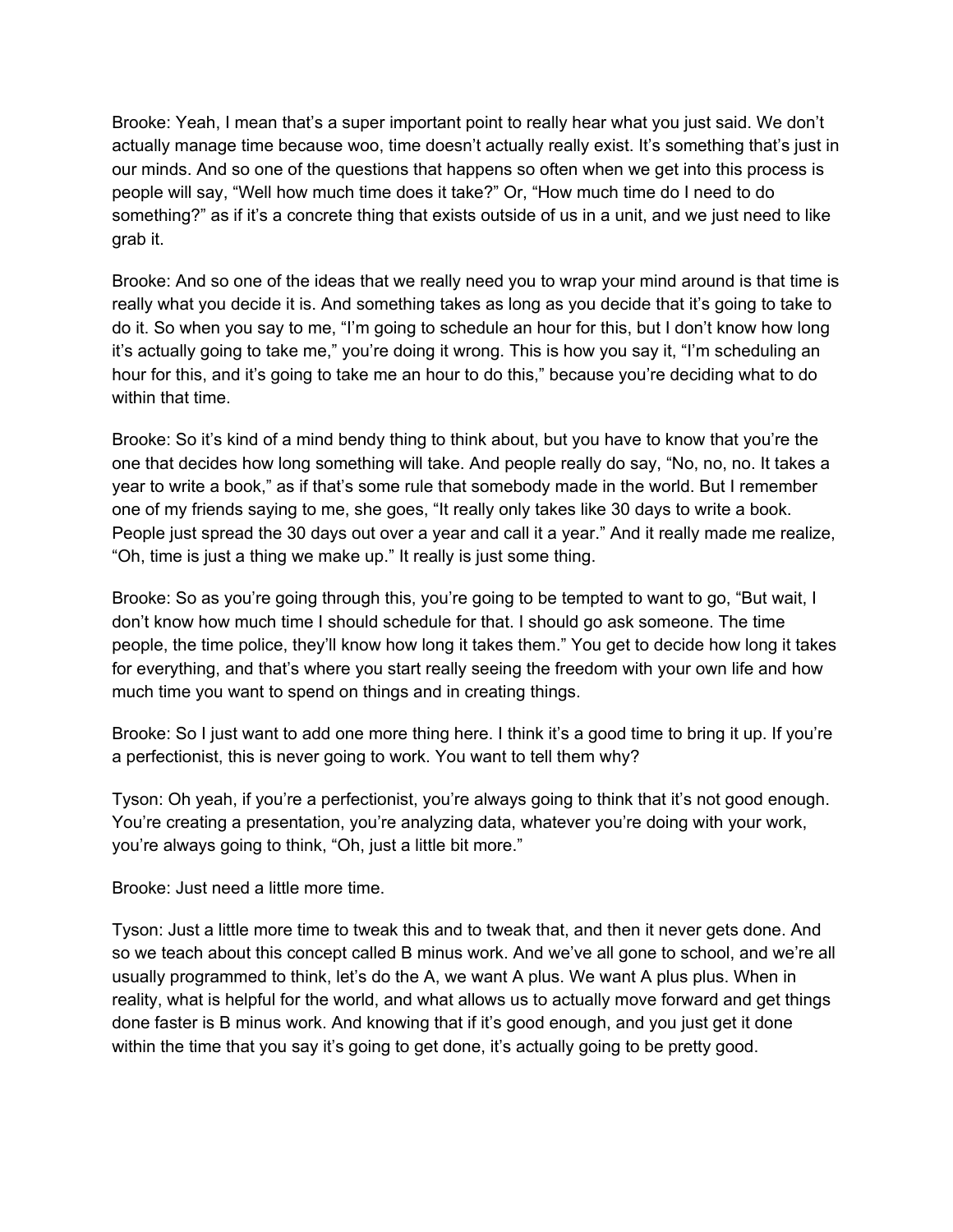Brooke: Yeah, I mean that's a super important point to really hear what you just said. We don't actually manage time because woo, time doesn't actually really exist. It's something that's just in our minds. And so one of the questions that happens so often when we get into this process is people will say, "Well how much time does it take?" Or, "How much time do I need to do something?" as if it's a concrete thing that exists outside of us in a unit, and we just need to like grab it.

Brooke: And so one of the ideas that we really need you to wrap your mind around is that time is really what you decide it is. And something takes as long as you decide that it's going to take to do it. So when you say to me, "I'm going to schedule an hour for this, but I don't know how long it's actually going to take me," you're doing it wrong. This is how you say it, "I'm scheduling an hour for this, and it's going to take me an hour to do this," because you're deciding what to do within that time.

Brooke: So it's kind of a mind bendy thing to think about, but you have to know that you're the one that decides how long something will take. And people really do say, "No, no, no. It takes a year to write a book," as if that's some rule that somebody made in the world. But I remember one of my friends saying to me, she goes, "It really only takes like 30 days to write a book. People just spread the 30 days out over a year and call it a year." And it really made me realize, "Oh, time is just a thing we make up." It really is just some thing.

Brooke: So as you're going through this, you're going to be tempted to want to go, "But wait, I don't know how much time I should schedule for that. I should go ask someone. The time people, the time police, they'll know how long it takes them." You get to decide how long it takes for everything, and that's where you start really seeing the freedom with your own life and how much time you want to spend on things and in creating things.

Brooke: So I just want to add one more thing here. I think it's a good time to bring it up. If you're a perfectionist, this is never going to work. You want to tell them why?

Tyson: Oh yeah, if you're a perfectionist, you're always going to think that it's not good enough. You're creating a presentation, you're analyzing data, whatever you're doing with your work, you're always going to think, "Oh, just a little bit more."

Brooke: Just need a little more time.

Tyson: Just a little more time to tweak this and to tweak that, and then it never gets done. And so we teach about this concept called B minus work. And we've all gone to school, and we're all usually programmed to think, let's do the A, we want A plus. We want A plus plus. When in reality, what is helpful for the world, and what allows us to actually move forward and get things done faster is B minus work. And knowing that if it's good enough, and you just get it done within the time that you say it's going to get done, it's actually going to be pretty good.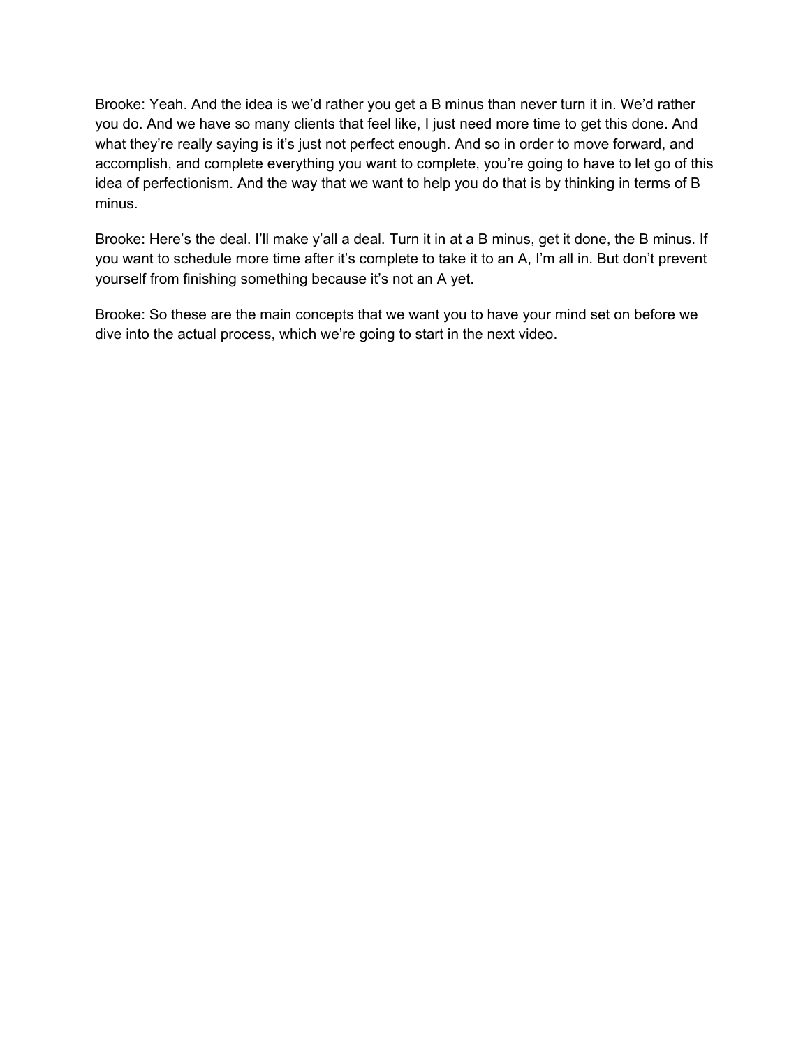Brooke: Yeah. And the idea is we'd rather you get a B minus than never turn it in. We'd rather you do. And we have so many clients that feel like, I just need more time to get this done. And what they're really saying is it's just not perfect enough. And so in order to move forward, and accomplish, and complete everything you want to complete, you're going to have to let go of this idea of perfectionism. And the way that we want to help you do that is by thinking in terms of B minus.

Brooke: Here's the deal. I'll make y'all a deal. Turn it in at a B minus, get it done, the B minus. If you want to schedule more time after it's complete to take it to an A, I'm all in. But don't prevent yourself from finishing something because it's not an A yet.

Brooke: So these are the main concepts that we want you to have your mind set on before we dive into the actual process, which we're going to start in the next video.